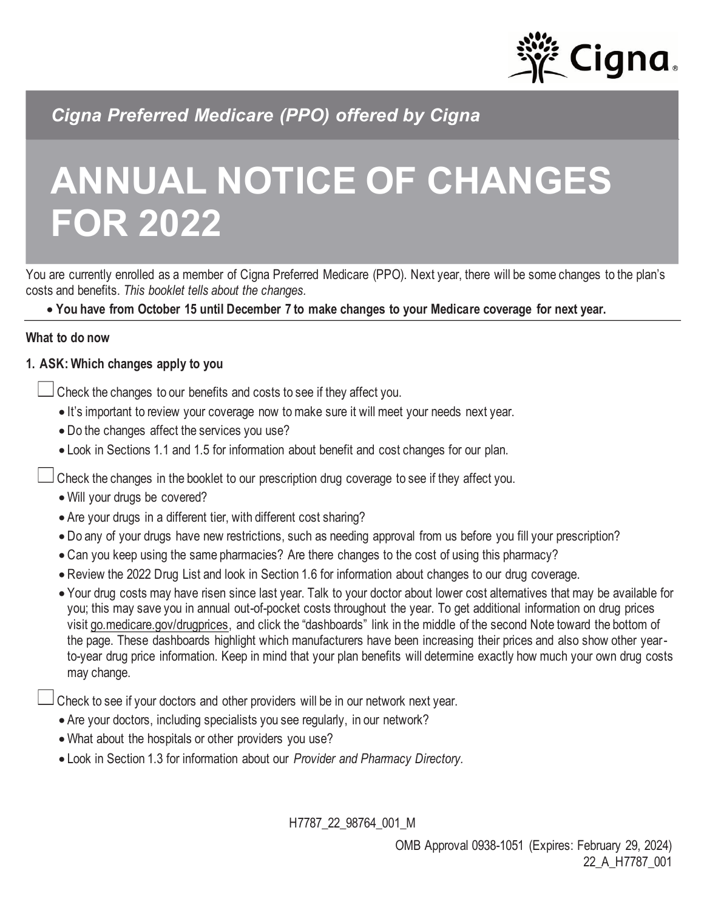*Cigna Preferred Medicare (PPO) offered by Cigna*

# ANNUAL NOTICE OF CHANGES FOR 2022

You are currently enrolled as a member of Cigna Preferred Medicare (PPO). Next year, there will be some changes to the plan's costs and benefits. *This booklet tells about the changes.*

- **You have from October 15 until December 7 to make changes to your Medicare coverage for next year.**

**What to do now**

**1. ASK: Which changes apply to you**

☐ Check the changes to our benefits and costs to see if they affect you.

- It's important to review your coverage now to make sure it will meet your needs next year.
- Do the changes affect the services you use?
- Look in Sections 1.1 and 1.5 for information about benefit and cost changes for our plan.

☐ Check the changes in the booklet to our prescription drug coverage to see if they affect you.

- Will your drugs be covered?
- Are your drugs in a different tier, with different cost sharing?
- Do any of your drugs have new restrictions, such as needing approval from us before you fill your prescription?
- Can you keep using the same pharmacies? Are there changes to the cost of using this pharmacy?
- Review the 2022 Drug List and look in Section 1.6 for information about changes to our drug coverage.
- Your drug costs may have risen since last year. Talk to your doctor about lower cost alternatives that may be available for you; this may save you in annual out-of-pocket costs throughout the year. To get additional information on drug prices visit go.medicare.gov/drugprices, and click the "dashboards" link in the middle of the second Note toward the bottom of the page. These dashboards highlight which manufacturers have been increasing their prices and also show other year-to-year drug price information. Keep in mind that your plan benefits will determine exactly how much your own drug costs may change.

☐ Check to see if your doctors and other providers will be in our network next year.

- Are your doctors, including specialists you see regularly, in our network?
- What about the hospitals or other providers you use?
- Look in Section 1.3 for information about our *Provider and Pharmacy Directory.*

H7787_22_98764_001_M

OMB Approval 0938-1051 (Expires: February 29, 2024)
22_A_H7787_001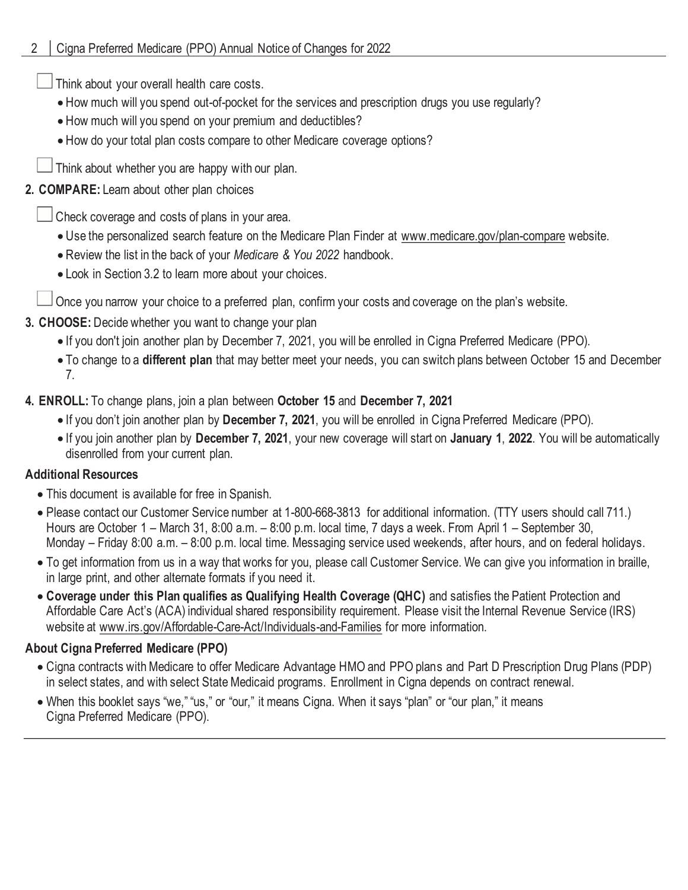- [ ] Think about your overall health care costs.
    - How much will you spend out-of-pocket for the services and prescription drugs you use regularly?
    - How much will you spend on your premium and deductibles?
    - How do your total plan costs compare to other Medicare coverage options?
- [ ] Think about whether you are happy with our plan.

**2. COMPARE:** Learn about other plan choices

- [ ] Check coverage and costs of plans in your area.
    - Use the personalized search feature on the Medicare Plan Finder at www.medicare.gov/plan-compare website.
    - Review the list in the back of your *Medicare & You 2022* handbook.
    - Look in Section 3.2 to learn more about your choices.
- [ ] Once you narrow your choice to a preferred plan, confirm your costs and coverage on the plan's website.

**3. CHOOSE:** Decide whether you want to change your plan

- If you don't join another plan by December 7, 2021, you will be enrolled in Cigna Preferred Medicare (PPO).
- To change to a **different plan** that may better meet your needs, you can switch plans between October 15 and December 7.

**4. ENROLL:** To change plans, join a plan between **October 15** and **December 7, 2021**

- If you don't join another plan by **December 7, 2021**, you will be enrolled in Cigna Preferred Medicare (PPO).
- If you join another plan by **December 7, 2021**, your new coverage will start on **January 1**, **2022**. You will be automatically disenrolled from your current plan.

### Additional Resources

- This document is available for free in Spanish.
- Please contact our Customer Service number at 1-800-668-3813 for additional information. (TTY users should call 711.) Hours are October 1 – March 31, 8:00 a.m. – 8:00 p.m. local time, 7 days a week. From April 1 – September 30, Monday – Friday 8:00 a.m. – 8:00 p.m. local time. Messaging service used weekends, after hours, and on federal holidays.
- To get information from us in a way that works for you, please call Customer Service. We can give you information in braille, in large print, and other alternate formats if you need it.
- **Coverage under this Plan qualifies as Qualifying Health Coverage (QHC)** and satisfies the Patient Protection and Affordable Care Act's (ACA) individual shared responsibility requirement. Please visit the Internal Revenue Service (IRS) website at www.irs.gov/Affordable-Care-Act/Individuals-and-Families for more information.

### About Cigna Preferred Medicare (PPO)

- Cigna contracts with Medicare to offer Medicare Advantage HMO and PPO plans and Part D Prescription Drug Plans (PDP) in select states, and with select State Medicaid programs. Enrollment in Cigna depends on contract renewal.
- When this booklet says "we," "us," or "our," it means Cigna. When it says "plan" or "our plan," it means Cigna Preferred Medicare (PPO).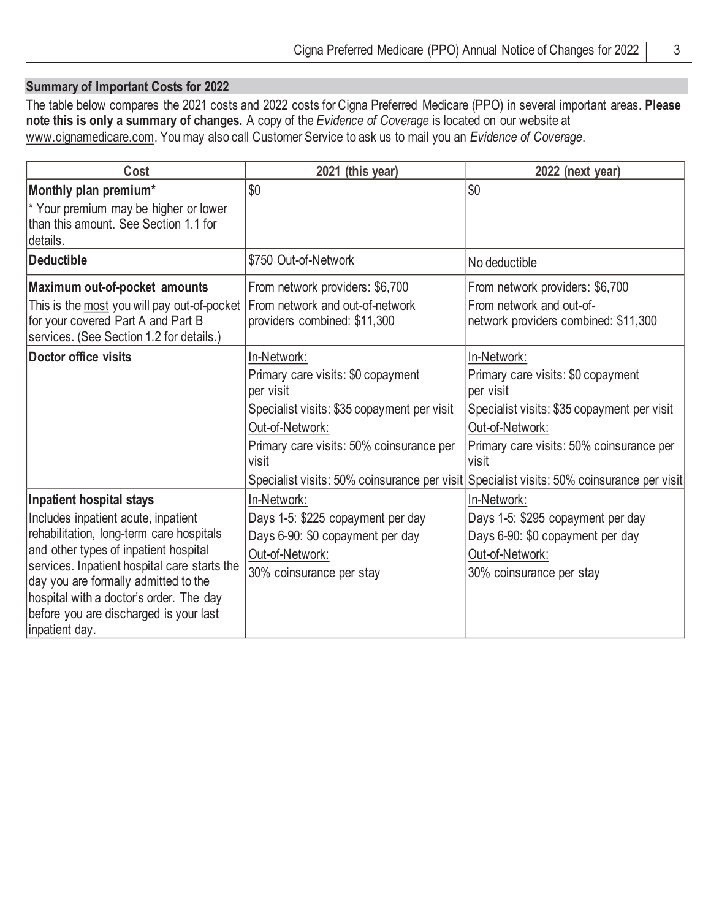## Summary of Important Costs for 2022

The table below compares the 2021 costs and 2022 costs for Cigna Preferred Medicare (PPO) in several important areas. **Please note this is only a summary of changes.** A copy of the *Evidence of Coverage* is located on our website at www.cignamedicare.com. You may also call Customer Service to ask us to mail you an *Evidence of Coverage*.

| Cost | 2021 (this year) | 2022 (next year) |
|---|---|---|
| **Monthly plan premium***<br>* Your premium may be higher or lower than this amount. See Section 1.1 for details. | $0 | $0 |
| **Deductible** | $750 Out-of-Network | No deductible |
| **Maximum out-of-pocket amounts**<br>This is the most you will pay out-of-pocket for your covered Part A and Part B services. (See Section 1.2 for details.) | From network providers: $6,700<br>From network and out-of-network providers combined: $11,300 | From network providers: $6,700<br>From network and out-of-network providers combined: $11,300 |
| **Doctor office visits** | In-Network:<br>Primary care visits: $0 copayment per visit<br>Specialist visits: $35 copayment per visit<br>Out-of-Network:<br>Primary care visits: 50% coinsurance per visit<br>Specialist visits: 50% coinsurance per visit | In-Network:<br>Primary care visits: $0 copayment per visit<br>Specialist visits: $35 copayment per visit<br>Out-of-Network:<br>Primary care visits: 50% coinsurance per visit<br>Specialist visits: 50% coinsurance per visit |
| **Inpatient hospital stays**<br>Includes inpatient acute, inpatient rehabilitation, long-term care hospitals and other types of inpatient hospital services. Inpatient hospital care starts the day you are formally admitted to the hospital with a doctor's order. The day before you are discharged is your last inpatient day. | In-Network:<br>Days 1-5: $225 copayment per day<br>Days 6-90: $0 copayment per day<br>Out-of-Network:<br>30% coinsurance per stay | In-Network:<br>Days 1-5: $295 copayment per day<br>Days 6-90: $0 copayment per day<br>Out-of-Network:<br>30% coinsurance per stay |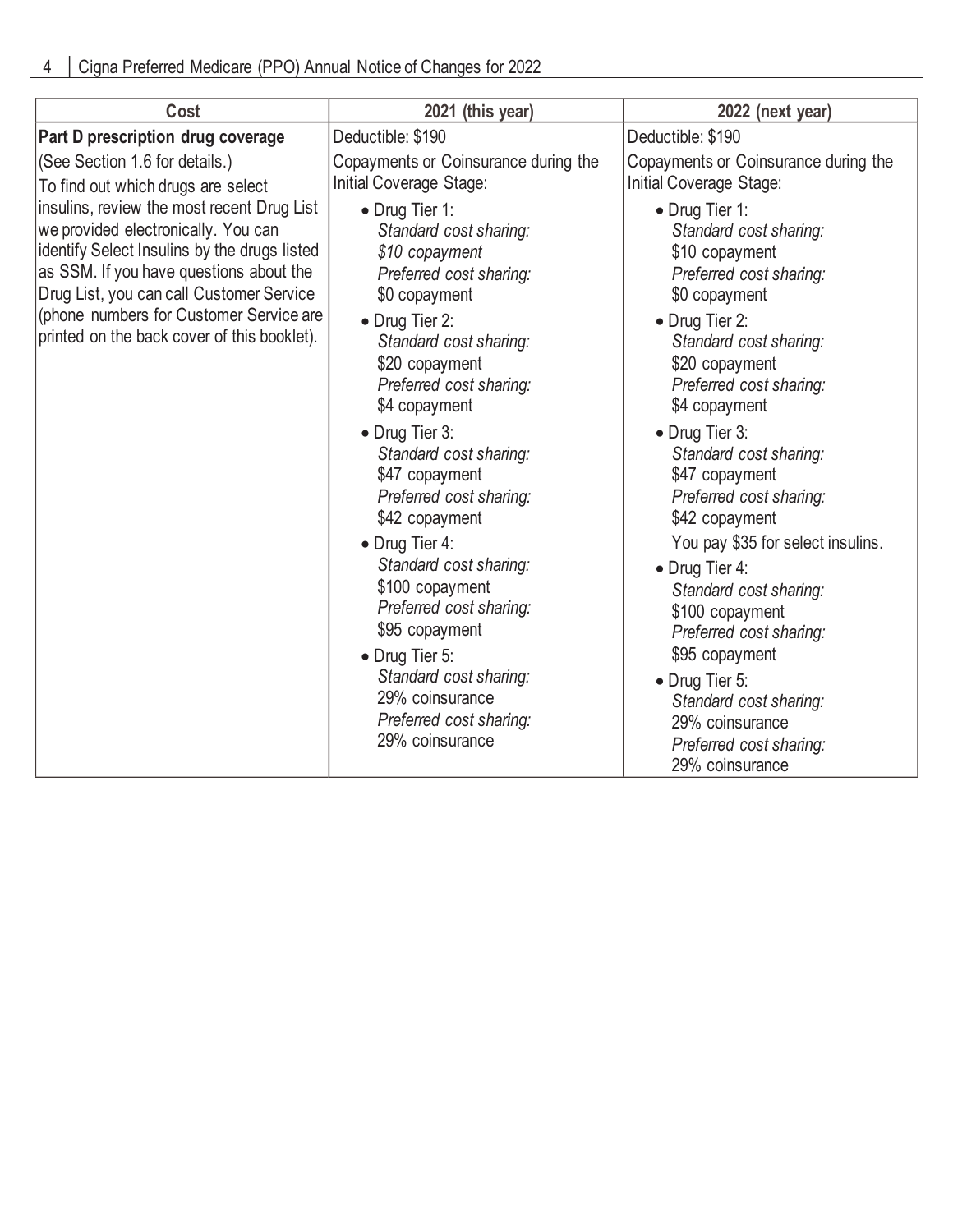| Cost | 2021 (this year) | 2022 (next year) |
|---|---|---|
| **Part D prescription drug coverage**<br>(See Section 1.6 for details.)<br>To find out which drugs are select insulins, review the most recent Drug List we provided electronically. You can identify Select Insulins by the drugs listed as SSM. If you have questions about the Drug List, you can call Customer Service (phone numbers for Customer Service are printed on the back cover of this booklet). | Deductible: $190<br>Copayments or Coinsurance during the Initial Coverage Stage:<br>• Drug Tier 1:<br>*Standard cost sharing:*<br>*$10 copayment*<br>*Preferred cost sharing:*<br>$0 copayment<br>• Drug Tier 2:<br>*Standard cost sharing:*<br>$20 copayment<br>*Preferred cost sharing:*<br>$4 copayment<br>• Drug Tier 3:<br>*Standard cost sharing:*<br>$47 copayment<br>*Preferred cost sharing:*<br>$42 copayment<br>• Drug Tier 4:<br>*Standard cost sharing:*<br>$100 copayment<br>*Preferred cost sharing:*<br>$95 copayment<br>• Drug Tier 5:<br>*Standard cost sharing:*<br>29% coinsurance<br>*Preferred cost sharing:*<br>29% coinsurance | Deductible: $190<br>Copayments or Coinsurance during the Initial Coverage Stage:<br>• Drug Tier 1:<br>*Standard cost sharing:*<br>$10 copayment<br>*Preferred cost sharing:*<br>$0 copayment<br>• Drug Tier 2:<br>*Standard cost sharing:*<br>$20 copayment<br>*Preferred cost sharing:*<br>$4 copayment<br>• Drug Tier 3:<br>*Standard cost sharing:*<br>$47 copayment<br>*Preferred cost sharing:*<br>$42 copayment<br>You pay $35 for select insulins.<br>• Drug Tier 4:<br>*Standard cost sharing:*<br>$100 copayment<br>*Preferred cost sharing:*<br>$95 copayment<br>• Drug Tier 5:<br>*Standard cost sharing:*<br>29% coinsurance<br>*Preferred cost sharing:*<br>29% coinsurance |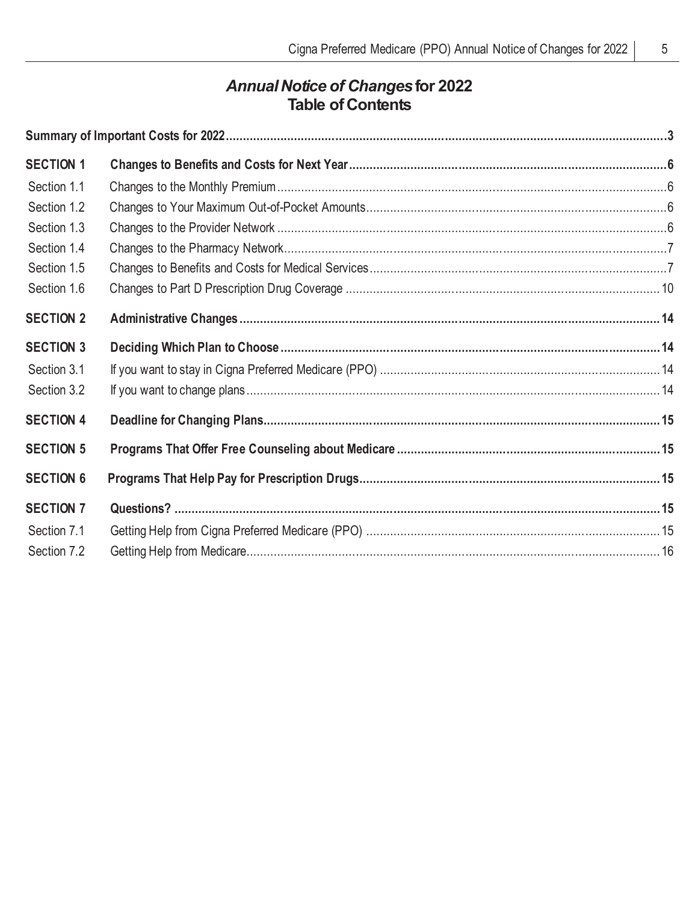## *Annual Notice of Changes* for 2022
## Table of Contents

| | | |
|---|---|---|
| **Summary of Important Costs for 2022** | | **3** |
| **SECTION 1** | **Changes to Benefits and Costs for Next Year** | **6** |
| Section 1.1 | Changes to the Monthly Premium | 6 |
| Section 1.2 | Changes to Your Maximum Out-of-Pocket Amounts | 6 |
| Section 1.3 | Changes to the Provider Network | 6 |
| Section 1.4 | Changes to the Pharmacy Network | 7 |
| Section 1.5 | Changes to Benefits and Costs for Medical Services | 7 |
| Section 1.6 | Changes to Part D Prescription Drug Coverage | 10 |
| **SECTION 2** | **Administrative Changes** | **14** |
| **SECTION 3** | **Deciding Which Plan to Choose** | **14** |
| Section 3.1 | If you want to stay in Cigna Preferred Medicare (PPO) | 14 |
| Section 3.2 | If you want to change plans | 14 |
| **SECTION 4** | **Deadline for Changing Plans** | **15** |
| **SECTION 5** | **Programs That Offer Free Counseling about Medicare** | **15** |
| **SECTION 6** | **Programs That Help Pay for Prescription Drugs** | **15** |
| **SECTION 7** | **Questions?** | **15** |
| Section 7.1 | Getting Help from Cigna Preferred Medicare (PPO) | 15 |
| Section 7.2 | Getting Help from Medicare | 16 |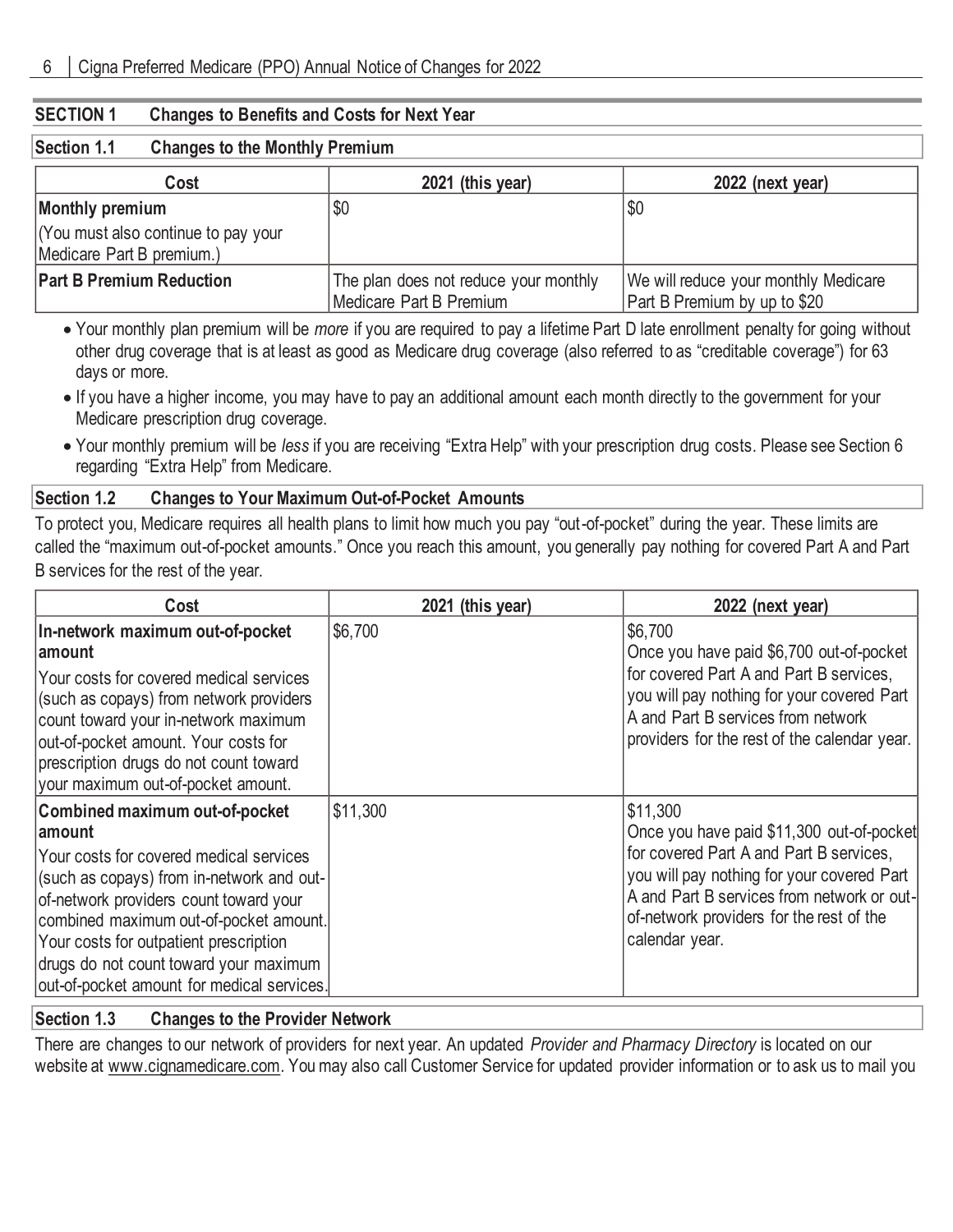## SECTION 1 Changes to Benefits and Costs for Next Year

### Section 1.1 Changes to the Monthly Premium

| Cost | 2021 (this year) | 2022 (next year) |
|---|---|---|
| **Monthly premium**<br>(You must also continue to pay your Medicare Part B premium.) | $0 | $0 |
| **Part B Premium Reduction** | The plan does not reduce your monthly Medicare Part B Premium | We will reduce your monthly Medicare Part B Premium by up to $20 |

- Your monthly plan premium will be *more* if you are required to pay a lifetime Part D late enrollment penalty for going without other drug coverage that is at least as good as Medicare drug coverage (also referred to as "creditable coverage") for 63 days or more.
- If you have a higher income, you may have to pay an additional amount each month directly to the government for your Medicare prescription drug coverage.
- Your monthly premium will be *less* if you are receiving "Extra Help" with your prescription drug costs. Please see Section 6 regarding "Extra Help" from Medicare.

### Section 1.2 Changes to Your Maximum Out-of-Pocket Amounts

To protect you, Medicare requires all health plans to limit how much you pay "out-of-pocket" during the year. These limits are called the "maximum out-of-pocket amounts." Once you reach this amount, you generally pay nothing for covered Part A and Part B services for the rest of the year.

| Cost | 2021 (this year) | 2022 (next year) |
|---|---|---|
| **In-network maximum out-of-pocket amount**<br>Your costs for covered medical services (such as copays) from network providers count toward your in-network maximum out-of-pocket amount. Your costs for prescription drugs do not count toward your maximum out-of-pocket amount. | $6,700 | $6,700<br>Once you have paid $6,700 out-of-pocket for covered Part A and Part B services, you will pay nothing for your covered Part A and Part B services from network providers for the rest of the calendar year. |
| **Combined maximum out-of-pocket amount**<br>Your costs for covered medical services (such as copays) from in-network and out-of-network providers count toward your combined maximum out-of-pocket amount. Your costs for outpatient prescription drugs do not count toward your maximum out-of-pocket amount for medical services. | $11,300 | $11,300<br>Once you have paid $11,300 out-of-pocket for covered Part A and Part B services, you will pay nothing for your covered Part A and Part B services from network or out-of-network providers for the rest of the calendar year. |

### Section 1.3 Changes to the Provider Network

There are changes to our network of providers for next year. An updated *Provider and Pharmacy Directory* is located on our website at www.cignamedicare.com. You may also call Customer Service for updated provider information or to ask us to mail you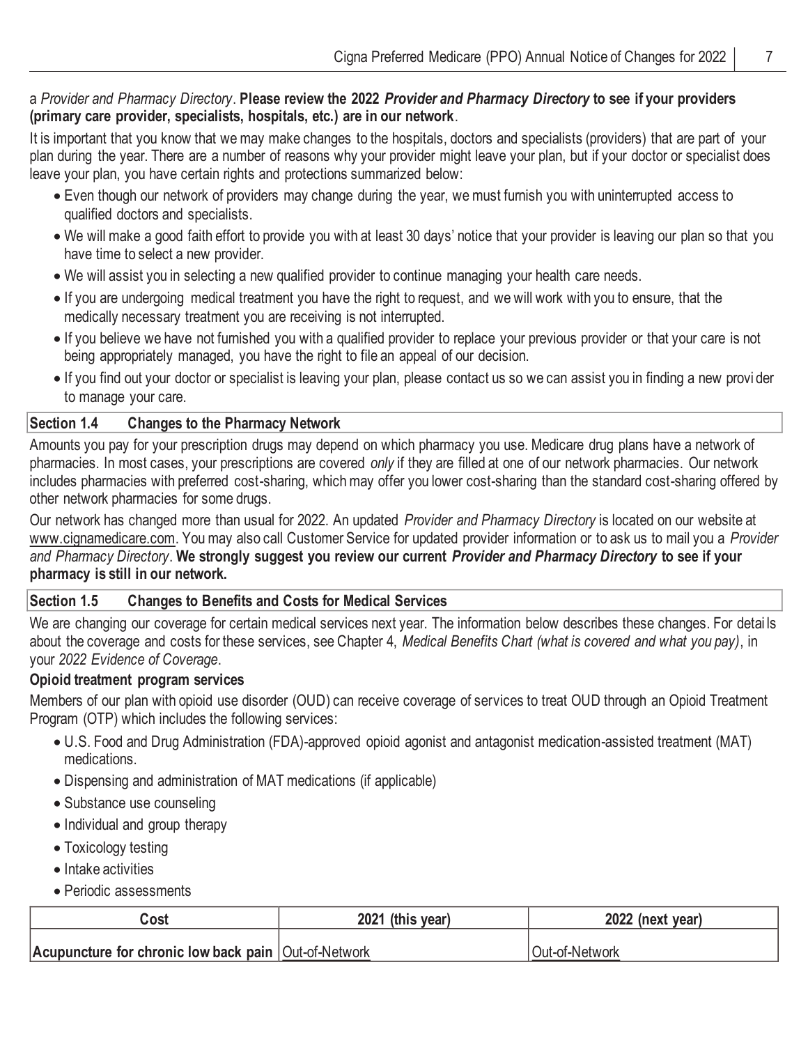a *Provider and Pharmacy Directory*. **Please review the 2022 *Provider and Pharmacy Directory* to see if your providers (primary care provider, specialists, hospitals, etc.) are in our network**.

It is important that you know that we may make changes to the hospitals, doctors and specialists (providers) that are part of your plan during the year. There are a number of reasons why your provider might leave your plan, but if your doctor or specialist does leave your plan, you have certain rights and protections summarized below:

- Even though our network of providers may change during the year, we must furnish you with uninterrupted access to qualified doctors and specialists.
- We will make a good faith effort to provide you with at least 30 days' notice that your provider is leaving our plan so that you have time to select a new provider.
- We will assist you in selecting a new qualified provider to continue managing your health care needs.
- If you are undergoing medical treatment you have the right to request, and we will work with you to ensure, that the medically necessary treatment you are receiving is not interrupted.
- If you believe we have not furnished you with a qualified provider to replace your previous provider or that your care is not being appropriately managed, you have the right to file an appeal of our decision.
- If you find out your doctor or specialist is leaving your plan, please contact us so we can assist you in finding a new provider to manage your care.

## Section 1.4 Changes to the Pharmacy Network

Amounts you pay for your prescription drugs may depend on which pharmacy you use. Medicare drug plans have a network of pharmacies. In most cases, your prescriptions are covered *only* if they are filled at one of our network pharmacies. Our network includes pharmacies with preferred cost-sharing, which may offer you lower cost-sharing than the standard cost-sharing offered by other network pharmacies for some drugs.

Our network has changed more than usual for 2022. An updated *Provider and Pharmacy Directory* is located on our website at www.cignamedicare.com. You may also call Customer Service for updated provider information or to ask us to mail you a *Provider and Pharmacy Directory*. **We strongly suggest you review our current *Provider and Pharmacy Directory* to see if your pharmacy is still in our network.**

## Section 1.5 Changes to Benefits and Costs for Medical Services

We are changing our coverage for certain medical services next year. The information below describes these changes. For details about the coverage and costs for these services, see Chapter 4, *Medical Benefits Chart (what is covered and what you pay)*, in your *2022 Evidence of Coverage*.

**Opioid treatment program services**

Members of our plan with opioid use disorder (OUD) can receive coverage of services to treat OUD through an Opioid Treatment Program (OTP) which includes the following services:

- U.S. Food and Drug Administration (FDA)-approved opioid agonist and antagonist medication-assisted treatment (MAT) medications.
- Dispensing and administration of MAT medications (if applicable)
- Substance use counseling
- Individual and group therapy
- Toxicology testing
- Intake activities
- Periodic assessments

| Cost | 2021 (this year) | 2022 (next year) |
|---|---|---|
| **Acupuncture for chronic low back pain** | Out-of-Network | Out-of-Network |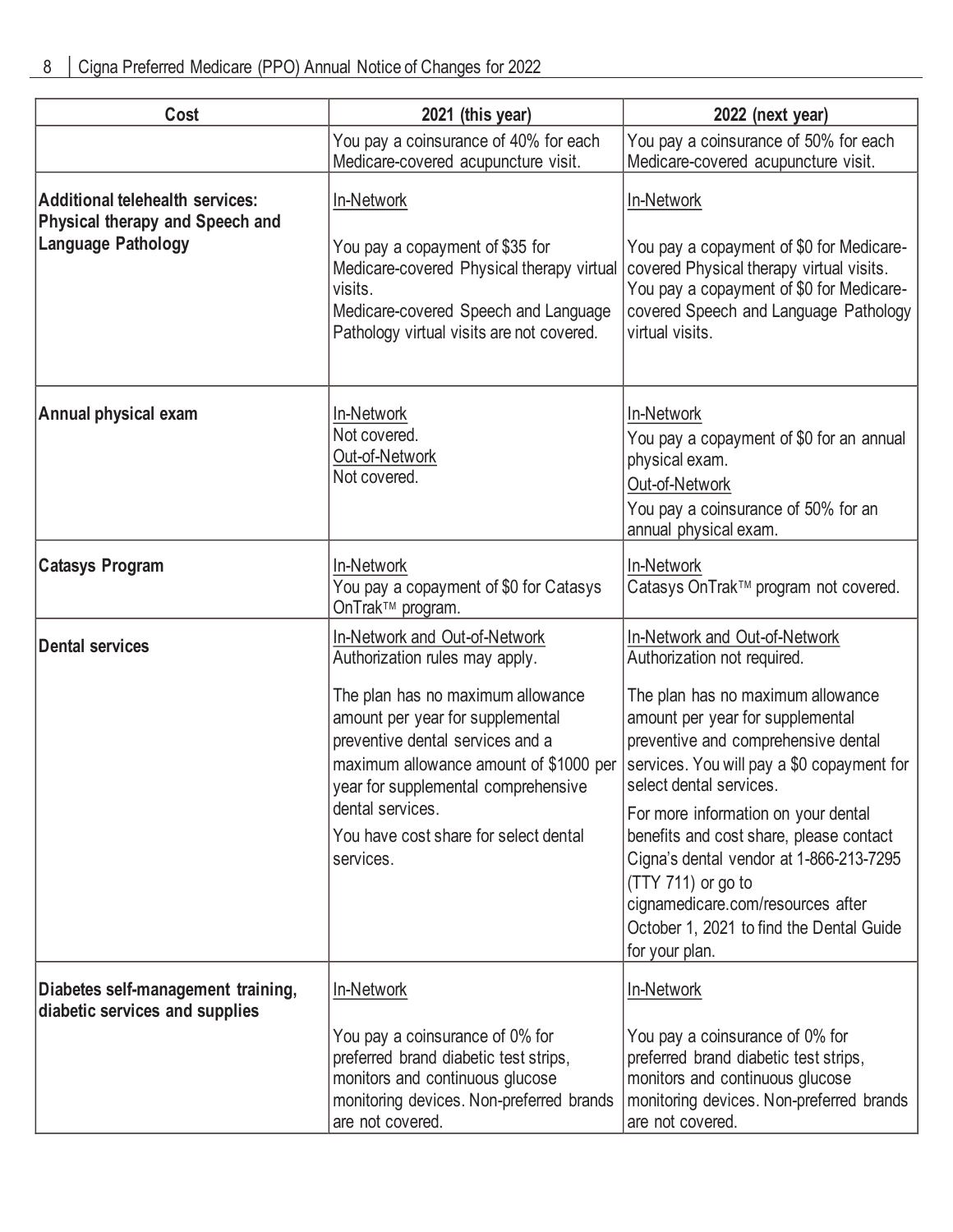| Cost | 2021 (this year) | 2022 (next year) |
|---|---|---|
| | You pay a coinsurance of 40% for each Medicare-covered acupuncture visit. | You pay a coinsurance of 50% for each Medicare-covered acupuncture visit. |
| **Additional telehealth services: Physical therapy and Speech and Language Pathology** | In-Network<br><br>You pay a copayment of $35 for Medicare-covered Physical therapy virtual visits.<br>Medicare-covered Speech and Language Pathology virtual visits are not covered. | In-Network<br><br>You pay a copayment of $0 for Medicare-covered Physical therapy virtual visits.<br>You pay a copayment of $0 for Medicare-covered Speech and Language Pathology virtual visits. |
| **Annual physical exam** | In-Network<br>Not covered.<br>Out-of-Network<br>Not covered. | In-Network<br>You pay a copayment of $0 for an annual physical exam.<br>Out-of-Network<br>You pay a coinsurance of 50% for an annual physical exam. |
| **Catasys Program** | In-Network<br>You pay a copayment of $0 for Catasys OnTrak™ program. | In-Network<br>Catasys OnTrak™ program not covered. |
| **Dental services** | In-Network and Out-of-Network<br>Authorization rules may apply.<br><br>The plan has no maximum allowance amount per year for supplemental preventive dental services and a maximum allowance amount of $1000 per year for supplemental comprehensive dental services.<br>You have cost share for select dental services. | In-Network and Out-of-Network<br>Authorization not required.<br><br>The plan has no maximum allowance amount per year for supplemental preventive and comprehensive dental services. You will pay a $0 copayment for select dental services.<br>For more information on your dental benefits and cost share, please contact Cigna's dental vendor at 1-866-213-7295 (TTY 711) or go to cignamedicare.com/resources after October 1, 2021 to find the Dental Guide for your plan. |
| **Diabetes self-management training, diabetic services and supplies** | In-Network<br><br>You pay a coinsurance of 0% for preferred brand diabetic test strips, monitors and continuous glucose monitoring devices. Non-preferred brands are not covered. | In-Network<br><br>You pay a coinsurance of 0% for preferred brand diabetic test strips, monitors and continuous glucose monitoring devices. Non-preferred brands are not covered. |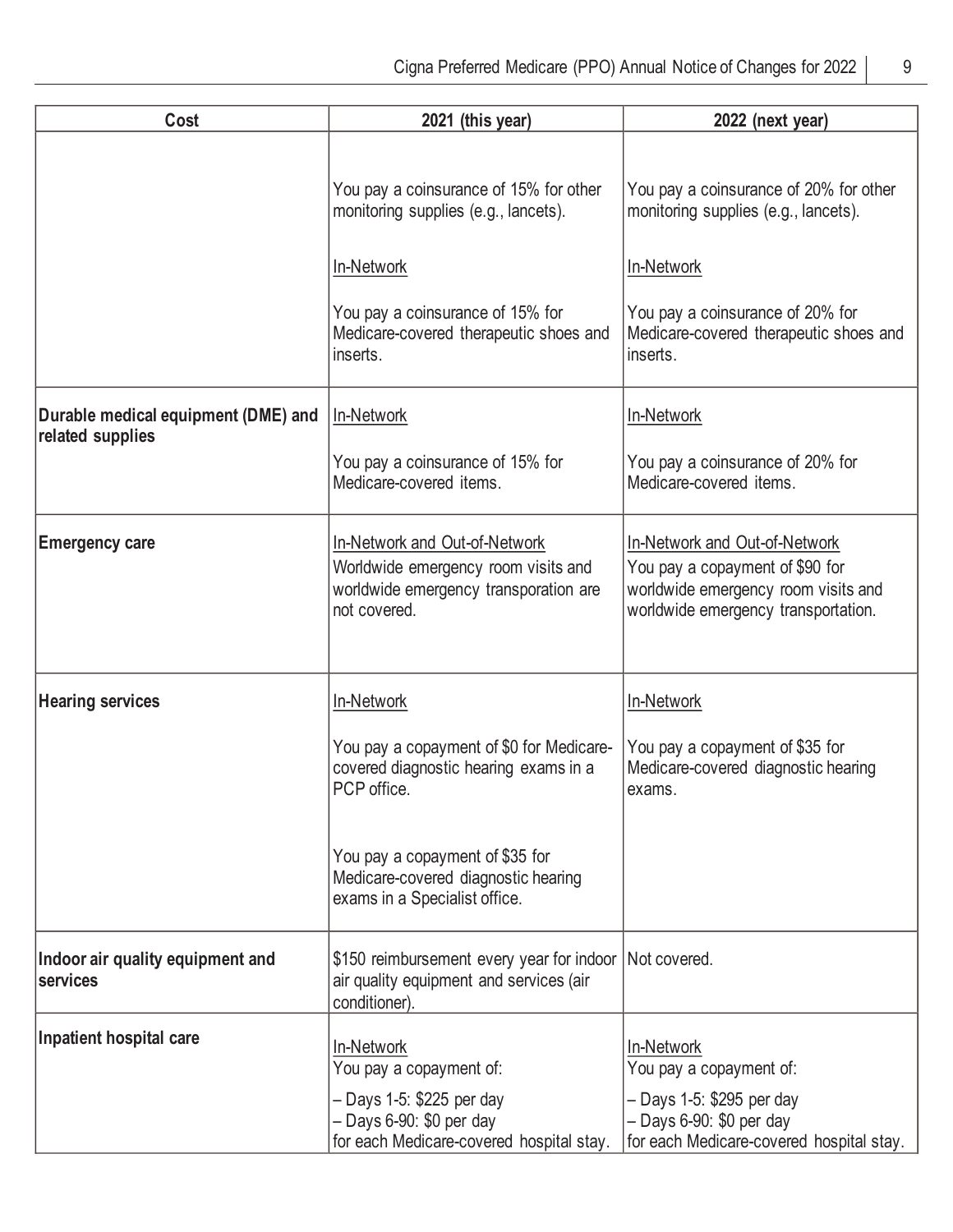| Cost | 2021 (this year) | 2022 (next year) |
|---|---|---|
| | You pay a coinsurance of 15% for other monitoring supplies (e.g., lancets).<br><br>In-Network<br><br>You pay a coinsurance of 15% for Medicare-covered therapeutic shoes and inserts. | You pay a coinsurance of 20% for other monitoring supplies (e.g., lancets).<br><br>In-Network<br><br>You pay a coinsurance of 20% for Medicare-covered therapeutic shoes and inserts. |
| **Durable medical equipment (DME) and related supplies** | In-Network<br><br>You pay a coinsurance of 15% for Medicare-covered items. | In-Network<br><br>You pay a coinsurance of 20% for Medicare-covered items. |
| **Emergency care** | In-Network and Out-of-Network<br>Worldwide emergency room visits and worldwide emergency transporation are not covered. | In-Network and Out-of-Network<br>You pay a copayment of $90 for worldwide emergency room visits and worldwide emergency transportation. |
| **Hearing services** | In-Network<br><br>You pay a copayment of $0 for Medicare-covered diagnostic hearing exams in a PCP office.<br><br>You pay a copayment of $35 for Medicare-covered diagnostic hearing exams in a Specialist office. | In-Network<br><br>You pay a copayment of $35 for Medicare-covered diagnostic hearing exams. |
| **Indoor air quality equipment and services** | $150 reimbursement every year for indoor air quality equipment and services (air conditioner). | Not covered. |
| **Inpatient hospital care** | In-Network<br>You pay a copayment of:<br>– Days 1-5: $225 per day<br>– Days 6-90: $0 per day<br>for each Medicare-covered hospital stay. | In-Network<br>You pay a copayment of:<br>– Days 1-5: $295 per day<br>– Days 6-90: $0 per day<br>for each Medicare-covered hospital stay. |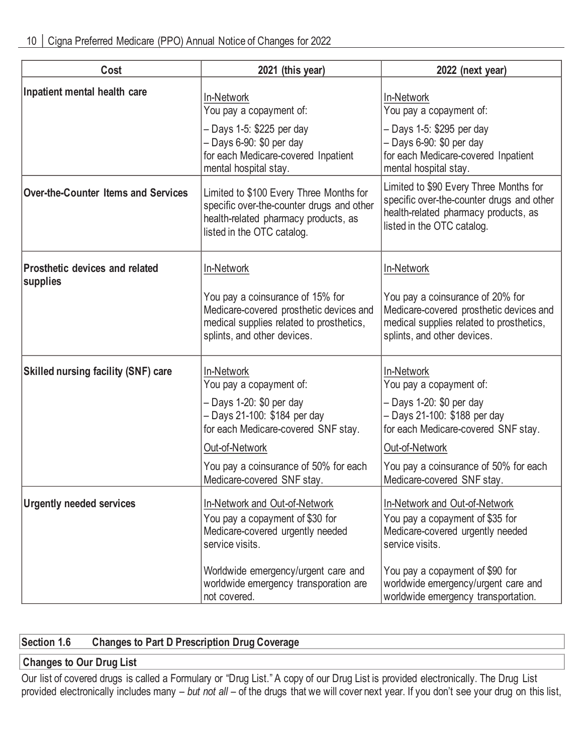| Cost | 2021 (this year) | 2022 (next year) |
|---|---|---|
| **Inpatient mental health care** | In-Network<br>You pay a copayment of:<br>– Days 1-5: $225 per day<br>– Days 6-90: $0 per day<br>for each Medicare-covered Inpatient mental hospital stay. | In-Network<br>You pay a copayment of:<br>– Days 1-5: $295 per day<br>– Days 6-90: $0 per day<br>for each Medicare-covered Inpatient mental hospital stay. |
| **Over-the-Counter Items and Services** | Limited to $100 Every Three Months for specific over-the-counter drugs and other health-related pharmacy products, as listed in the OTC catalog. | Limited to $90 Every Three Months for specific over-the-counter drugs and other health-related pharmacy products, as listed in the OTC catalog. |
| **Prosthetic devices and related supplies** | In-Network<br>You pay a coinsurance of 15% for Medicare-covered prosthetic devices and medical supplies related to prosthetics, splints, and other devices. | In-Network<br>You pay a coinsurance of 20% for Medicare-covered prosthetic devices and medical supplies related to prosthetics, splints, and other devices. |
| **Skilled nursing facility (SNF) care** | In-Network<br>You pay a copayment of:<br>– Days 1-20: $0 per day<br>– Days 21-100: $184 per day<br>for each Medicare-covered SNF stay.<br>Out-of-Network<br>You pay a coinsurance of 50% for each Medicare-covered SNF stay. | In-Network<br>You pay a copayment of:<br>– Days 1-20: $0 per day<br>– Days 21-100: $188 per day<br>for each Medicare-covered SNF stay.<br>Out-of-Network<br>You pay a coinsurance of 50% for each Medicare-covered SNF stay. |
| **Urgently needed services** | In-Network and Out-of-Network<br>You pay a copayment of $30 for Medicare-covered urgently needed service visits.<br>Worldwide emergency/urgent care and worldwide emergency transporation are not covered. | In-Network and Out-of-Network<br>You pay a copayment of $35 for Medicare-covered urgently needed service visits.<br>You pay a copayment of $90 for worldwide emergency/urgent care and worldwide emergency transportation. |

## Section 1.6 Changes to Part D Prescription Drug Coverage

### Changes to Our Drug List

Our list of covered drugs is called a Formulary or "Drug List." A copy of our Drug List is provided electronically. The Drug List provided electronically includes many – *but not all* – of the drugs that we will cover next year. If you don't see your drug on this list,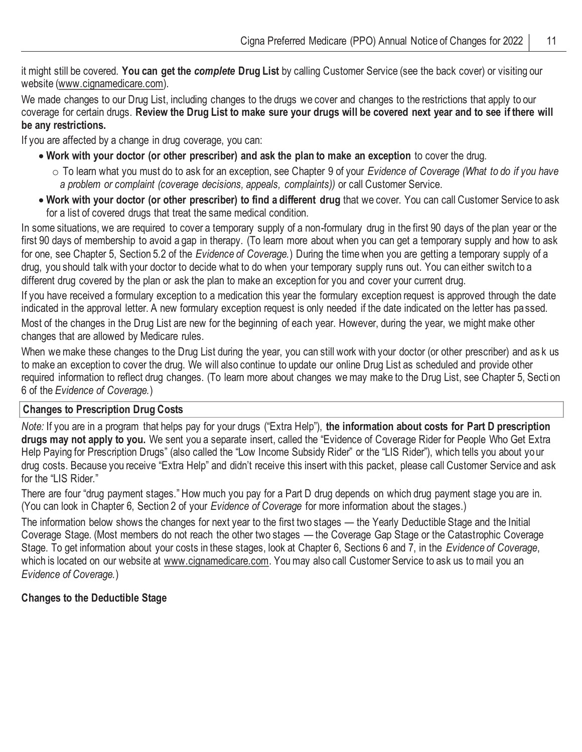it might still be covered. **You can get the *complete* Drug List** by calling Customer Service (see the back cover) or visiting our website (www.cignamedicare.com).

We made changes to our Drug List, including changes to the drugs we cover and changes to the restrictions that apply to our coverage for certain drugs. **Review the Drug List to make sure your drugs will be covered next year and to see if there will be any restrictions.**

If you are affected by a change in drug coverage, you can:

- **Work with your doctor (or other prescriber) and ask the plan to make an exception** to cover the drug.
  - To learn what you must do to ask for an exception, see Chapter 9 of your *Evidence of Coverage (What to do if you have a problem or complaint (coverage decisions, appeals, complaints))* or call Customer Service.
- **Work with your doctor (or other prescriber) to find a different drug** that we cover. You can call Customer Service to ask for a list of covered drugs that treat the same medical condition.

In some situations, we are required to cover a temporary supply of a non-formulary drug in the first 90 days of the plan year or the first 90 days of membership to avoid a gap in therapy. (To learn more about when you can get a temporary supply and how to ask for one, see Chapter 5, Section 5.2 of the *Evidence of Coverage.*) During the time when you are getting a temporary supply of a drug, you should talk with your doctor to decide what to do when your temporary supply runs out. You can either switch to a different drug covered by the plan or ask the plan to make an exception for you and cover your current drug.

If you have received a formulary exception to a medication this year the formulary exception request is approved through the date indicated in the approval letter. A new formulary exception request is only needed if the date indicated on the letter has passed.

Most of the changes in the Drug List are new for the beginning of each year. However, during the year, we might make other changes that are allowed by Medicare rules.

When we make these changes to the Drug List during the year, you can still work with your doctor (or other prescriber) and ask us to make an exception to cover the drug. We will also continue to update our online Drug List as scheduled and provide other required information to reflect drug changes. (To learn more about changes we may make to the Drug List, see Chapter 5, Section 6 of the *Evidence of Coverage.*)

**Changes to Prescription Drug Costs**

*Note:* If you are in a program that helps pay for your drugs ("Extra Help"), **the information about costs for Part D prescription drugs may not apply to you.** We sent you a separate insert, called the "Evidence of Coverage Rider for People Who Get Extra Help Paying for Prescription Drugs" (also called the "Low Income Subsidy Rider" or the "LIS Rider"), which tells you about your drug costs. Because you receive "Extra Help" and didn't receive this insert with this packet, please call Customer Service and ask for the "LIS Rider."

There are four "drug payment stages." How much you pay for a Part D drug depends on which drug payment stage you are in. (You can look in Chapter 6, Section 2 of your *Evidence of Coverage* for more information about the stages.)

The information below shows the changes for next year to the first two stages — the Yearly Deductible Stage and the Initial Coverage Stage. (Most members do not reach the other two stages — the Coverage Gap Stage or the Catastrophic Coverage Stage. To get information about your costs in these stages, look at Chapter 6, Sections 6 and 7, in the *Evidence of Coverage*, which is located on our website at www.cignamedicare.com. You may also call Customer Service to ask us to mail you an *Evidence of Coverage.*)

**Changes to the Deductible Stage**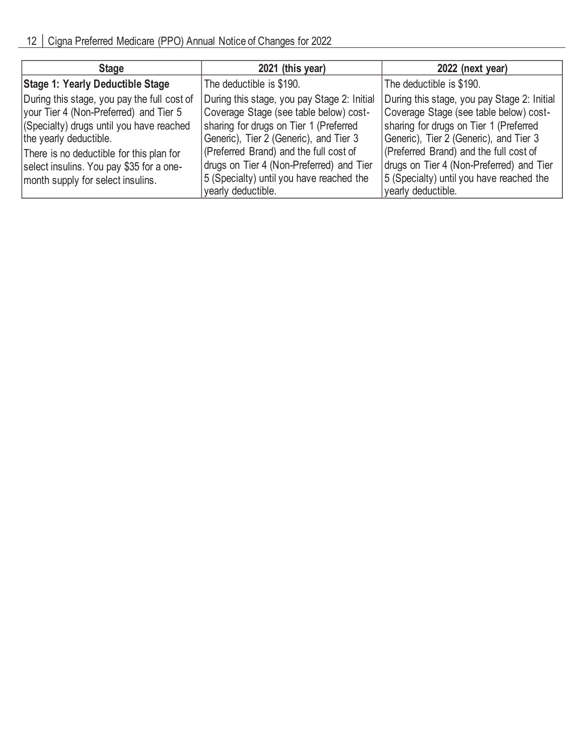| Stage | 2021 (this year) | 2022 (next year) |
|---|---|---|
| **Stage 1: Yearly Deductible Stage**<br><br>During this stage, you pay the full cost of your Tier 4 (Non-Preferred) and Tier 5 (Specialty) drugs until you have reached the yearly deductible.<br><br>There is no deductible for this plan for select insulins. You pay $35 for a one-month supply for select insulins. | The deductible is $190.<br><br>During this stage, you pay Stage 2: Initial Coverage Stage (see table below) cost-sharing for drugs on Tier 1 (Preferred Generic), Tier 2 (Generic), and Tier 3 (Preferred Brand) and the full cost of drugs on Tier 4 (Non-Preferred) and Tier 5 (Specialty) until you have reached the yearly deductible. | The deductible is $190.<br><br>During this stage, you pay Stage 2: Initial Coverage Stage (see table below) cost-sharing for drugs on Tier 1 (Preferred Generic), Tier 2 (Generic), and Tier 3 (Preferred Brand) and the full cost of drugs on Tier 4 (Non-Preferred) and Tier 5 (Specialty) until you have reached the yearly deductible. |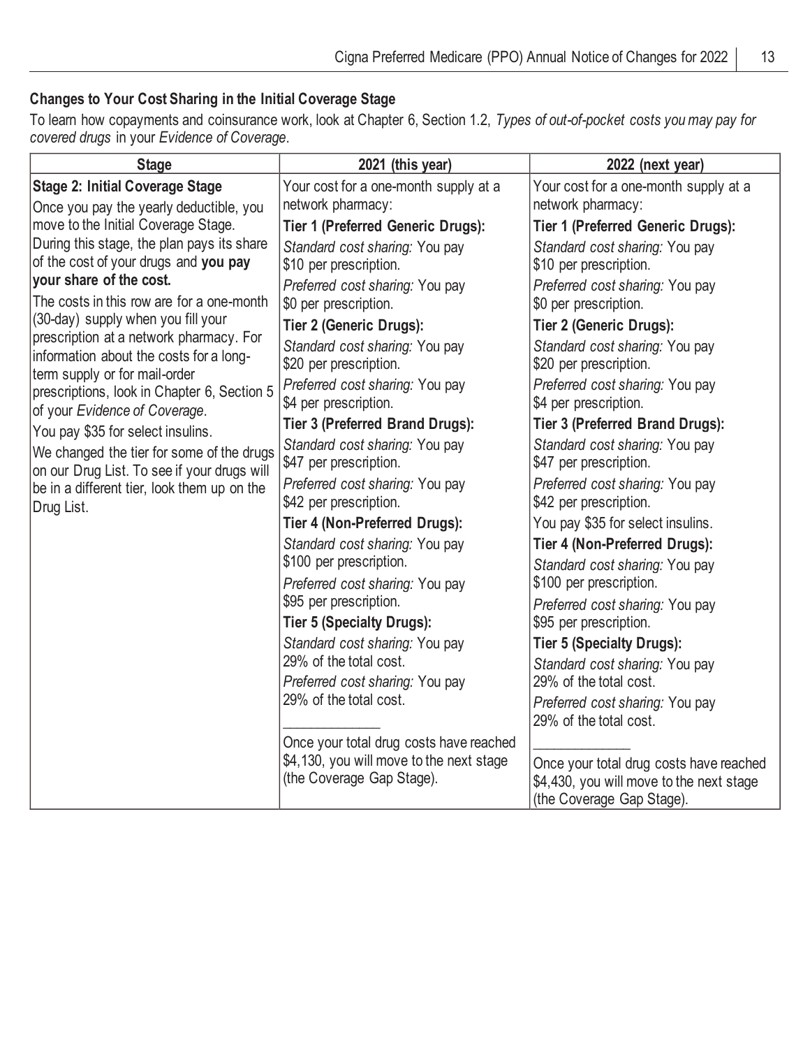### Changes to Your Cost Sharing in the Initial Coverage Stage

To learn how copayments and coinsurance work, look at Chapter 6, Section 1.2, *Types of out-of-pocket costs you may pay for covered drugs* in your *Evidence of Coverage*.

| Stage | 2021 (this year) | 2022 (next year) |
|---|---|---|
| **Stage 2: Initial Coverage Stage**<br>Once you pay the yearly deductible, you move to the Initial Coverage Stage. During this stage, the plan pays its share of the cost of your drugs and **you pay your share of the cost.**<br>The costs in this row are for a one-month (30-day) supply when you fill your prescription at a network pharmacy. For information about the costs for a long-term supply or for mail-order prescriptions, look in Chapter 6, Section 5 of your *Evidence of Coverage*.<br>You pay $35 for select insulins.<br>We changed the tier for some of the drugs on our Drug List. To see if your drugs will be in a different tier, look them up on the Drug List. | Your cost for a one-month supply at a network pharmacy:<br>**Tier 1 (Preferred Generic Drugs):**<br>*Standard cost sharing:* You pay $10 per prescription.<br>*Preferred cost sharing:* You pay $0 per prescription.<br>**Tier 2 (Generic Drugs):**<br>*Standard cost sharing:* You pay $20 per prescription.<br>*Preferred cost sharing:* You pay $4 per prescription.<br>**Tier 3 (Preferred Brand Drugs):**<br>*Standard cost sharing:* You pay $47 per prescription.<br>*Preferred cost sharing:* You pay $42 per prescription.<br>**Tier 4 (Non-Preferred Drugs):**<br>*Standard cost sharing:* You pay $100 per prescription.<br>*Preferred cost sharing:* You pay $95 per prescription.<br>**Tier 5 (Specialty Drugs):**<br>*Standard cost sharing:* You pay 29% of the total cost.<br>*Preferred cost sharing:* You pay 29% of the total cost.<br>______________<br>Once your total drug costs have reached $4,130, you will move to the next stage (the Coverage Gap Stage). | Your cost for a one-month supply at a network pharmacy:<br>**Tier 1 (Preferred Generic Drugs):**<br>*Standard cost sharing:* You pay $10 per prescription.<br>*Preferred cost sharing:* You pay $0 per prescription.<br>**Tier 2 (Generic Drugs):**<br>*Standard cost sharing:* You pay $20 per prescription.<br>*Preferred cost sharing:* You pay $4 per prescription.<br>**Tier 3 (Preferred Brand Drugs):**<br>*Standard cost sharing:* You pay $47 per prescription.<br>*Preferred cost sharing:* You pay $42 per prescription.<br>You pay $35 for select insulins.<br>**Tier 4 (Non-Preferred Drugs):**<br>*Standard cost sharing:* You pay $100 per prescription.<br>*Preferred cost sharing:* You pay $95 per prescription.<br>**Tier 5 (Specialty Drugs):**<br>*Standard cost sharing:* You pay 29% of the total cost.<br>*Preferred cost sharing:* You pay 29% of the total cost.<br>______________<br>Once your total drug costs have reached $4,430, you will move to the next stage (the Coverage Gap Stage). |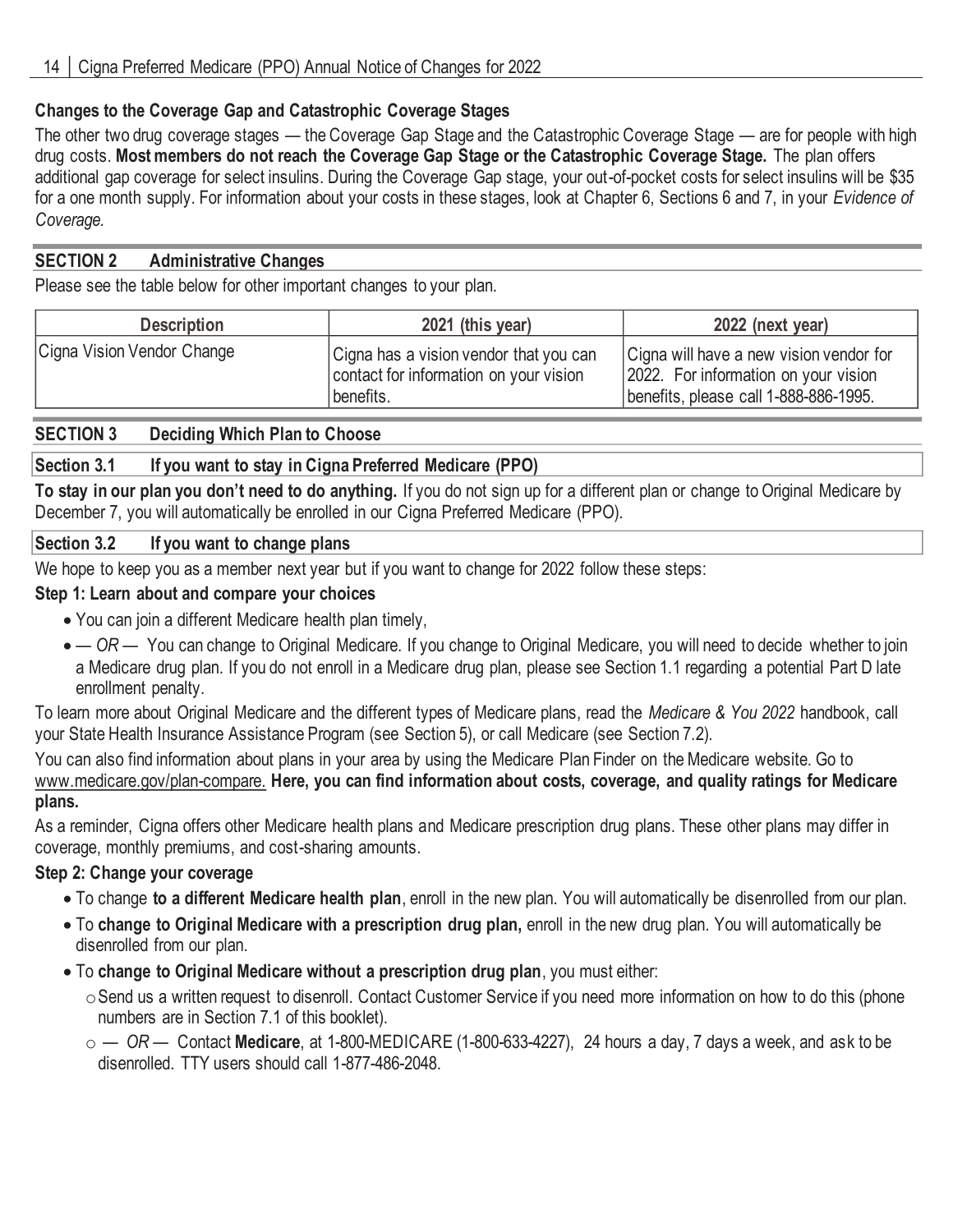### Changes to the Coverage Gap and Catastrophic Coverage Stages

The other two drug coverage stages — the Coverage Gap Stage and the Catastrophic Coverage Stage — are for people with high drug costs. **Most members do not reach the Coverage Gap Stage or the Catastrophic Coverage Stage.** The plan offers additional gap coverage for select insulins. During the Coverage Gap stage, your out-of-pocket costs for select insulins will be $35 for a one month supply. For information about your costs in these stages, look at Chapter 6, Sections 6 and 7, in your *Evidence of Coverage.*

## SECTION 2 Administrative Changes

Please see the table below for other important changes to your plan.

| Description | 2021 (this year) | 2022 (next year) |
|---|---|---|
| Cigna Vision Vendor Change | Cigna has a vision vendor that you can contact for information on your vision benefits. | Cigna will have a new vision vendor for 2022. For information on your vision benefits, please call 1-888-886-1995. |

## SECTION 3 Deciding Which Plan to Choose

### Section 3.1 If you want to stay in Cigna Preferred Medicare (PPO)

**To stay in our plan you don't need to do anything.** If you do not sign up for a different plan or change to Original Medicare by December 7, you will automatically be enrolled in our Cigna Preferred Medicare (PPO).

### Section 3.2 If you want to change plans

We hope to keep you as a member next year but if you want to change for 2022 follow these steps:

**Step 1: Learn about and compare your choices**

- You can join a different Medicare health plan timely,
- — *OR* — You can change to Original Medicare. If you change to Original Medicare, you will need to decide whether to join a Medicare drug plan. If you do not enroll in a Medicare drug plan, please see Section 1.1 regarding a potential Part D late enrollment penalty.

To learn more about Original Medicare and the different types of Medicare plans, read the *Medicare & You 2022* handbook, call your State Health Insurance Assistance Program (see Section 5), or call Medicare (see Section 7.2).

You can also find information about plans in your area by using the Medicare Plan Finder on the Medicare website. Go to www.medicare.gov/plan-compare. **Here, you can find information about costs, coverage, and quality ratings for Medicare plans.**

As a reminder, Cigna offers other Medicare health plans and Medicare prescription drug plans. These other plans may differ in coverage, monthly premiums, and cost-sharing amounts.

**Step 2: Change your coverage**

- To change **to a different Medicare health plan**, enroll in the new plan. You will automatically be disenrolled from our plan.
- To **change to Original Medicare with a prescription drug plan,** enroll in the new drug plan. You will automatically be disenrolled from our plan.
- To **change to Original Medicare without a prescription drug plan**, you must either:
  - Send us a written request to disenroll. Contact Customer Service if you need more information on how to do this (phone numbers are in Section 7.1 of this booklet).
  - — *OR* — Contact **Medicare**, at 1-800-MEDICARE (1-800-633-4227), 24 hours a day, 7 days a week, and ask to be disenrolled. TTY users should call 1-877-486-2048.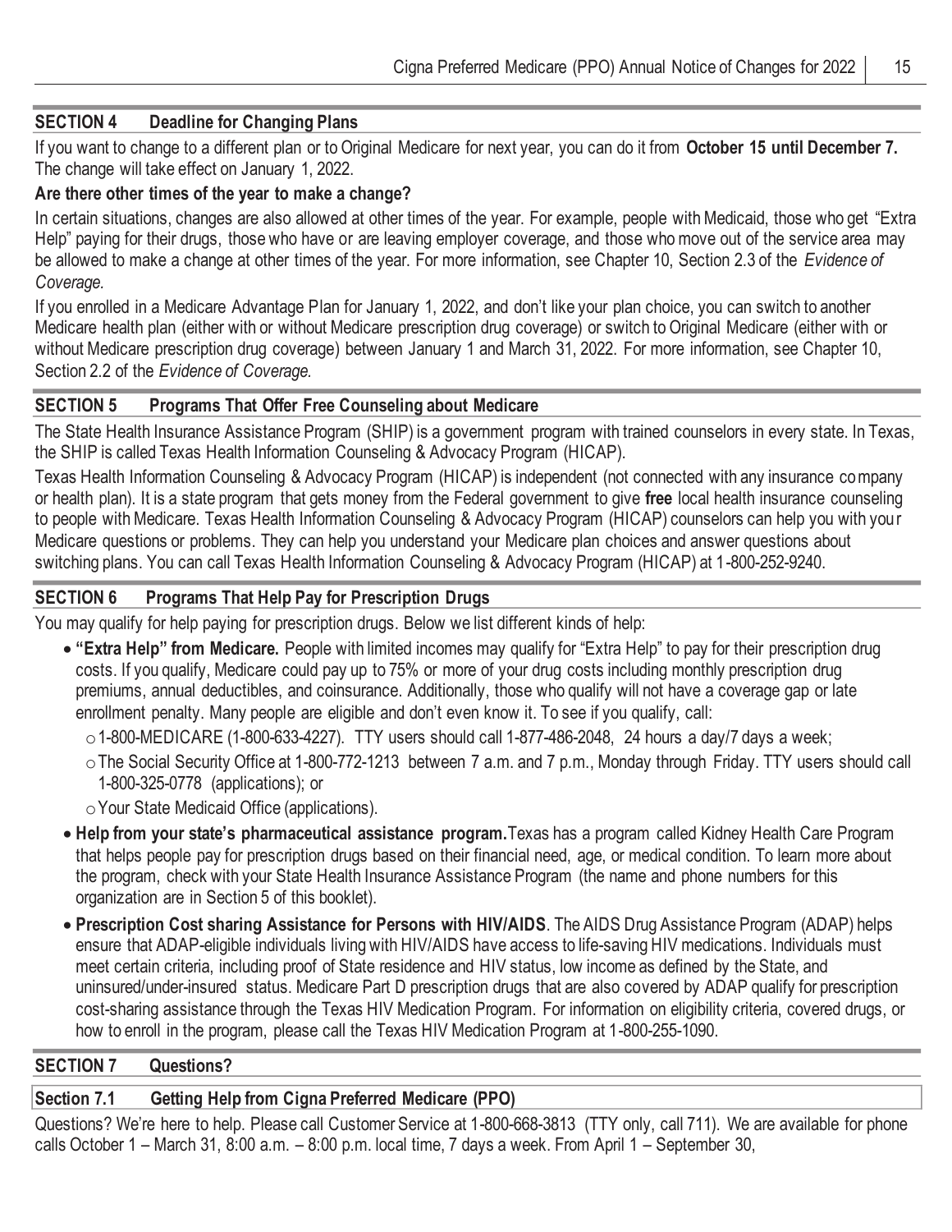## SECTION 4 Deadline for Changing Plans

If you want to change to a different plan or to Original Medicare for next year, you can do it from **October 15 until December 7.** The change will take effect on January 1, 2022.

### Are there other times of the year to make a change?

In certain situations, changes are also allowed at other times of the year. For example, people with Medicaid, those who get "Extra Help" paying for their drugs, those who have or are leaving employer coverage, and those who move out of the service area may be allowed to make a change at other times of the year. For more information, see Chapter 10, Section 2.3 of the *Evidence of Coverage.*

If you enrolled in a Medicare Advantage Plan for January 1, 2022, and don't like your plan choice, you can switch to another Medicare health plan (either with or without Medicare prescription drug coverage) or switch to Original Medicare (either with or without Medicare prescription drug coverage) between January 1 and March 31, 2022. For more information, see Chapter 10, Section 2.2 of the *Evidence of Coverage.*

## SECTION 5 Programs That Offer Free Counseling about Medicare

The State Health Insurance Assistance Program (SHIP) is a government program with trained counselors in every state. In Texas, the SHIP is called Texas Health Information Counseling & Advocacy Program (HICAP).

Texas Health Information Counseling & Advocacy Program (HICAP) is independent (not connected with any insurance company or health plan). It is a state program that gets money from the Federal government to give **free** local health insurance counseling to people with Medicare. Texas Health Information Counseling & Advocacy Program (HICAP) counselors can help you with your Medicare questions or problems. They can help you understand your Medicare plan choices and answer questions about switching plans. You can call Texas Health Information Counseling & Advocacy Program (HICAP) at 1-800-252-9240.

## SECTION 6 Programs That Help Pay for Prescription Drugs

You may qualify for help paying for prescription drugs. Below we list different kinds of help:

- **"Extra Help" from Medicare.** People with limited incomes may qualify for "Extra Help" to pay for their prescription drug costs. If you qualify, Medicare could pay up to 75% or more of your drug costs including monthly prescription drug premiums, annual deductibles, and coinsurance. Additionally, those who qualify will not have a coverage gap or late enrollment penalty. Many people are eligible and don't even know it. To see if you qualify, call:
  - 1-800-MEDICARE (1-800-633-4227). TTY users should call 1-877-486-2048, 24 hours a day/7 days a week;
  - The Social Security Office at 1-800-772-1213 between 7 a.m. and 7 p.m., Monday through Friday. TTY users should call 1-800-325-0778 (applications); or
  - Your State Medicaid Office (applications).
- **Help from your state's pharmaceutical assistance program.** Texas has a program called Kidney Health Care Program that helps people pay for prescription drugs based on their financial need, age, or medical condition. To learn more about the program, check with your State Health Insurance Assistance Program (the name and phone numbers for this organization are in Section 5 of this booklet).
- **Prescription Cost sharing Assistance for Persons with HIV/AIDS**. The AIDS Drug Assistance Program (ADAP) helps ensure that ADAP-eligible individuals living with HIV/AIDS have access to life-saving HIV medications. Individuals must meet certain criteria, including proof of State residence and HIV status, low income as defined by the State, and uninsured/under-insured status. Medicare Part D prescription drugs that are also covered by ADAP qualify for prescription cost-sharing assistance through the Texas HIV Medication Program. For information on eligibility criteria, covered drugs, or how to enroll in the program, please call the Texas HIV Medication Program at 1-800-255-1090.

## SECTION 7 Questions?

### Section 7.1 Getting Help from Cigna Preferred Medicare (PPO)

Questions? We're here to help. Please call Customer Service at 1-800-668-3813 (TTY only, call 711). We are available for phone calls October 1 – March 31, 8:00 a.m. – 8:00 p.m. local time, 7 days a week. From April 1 – September 30,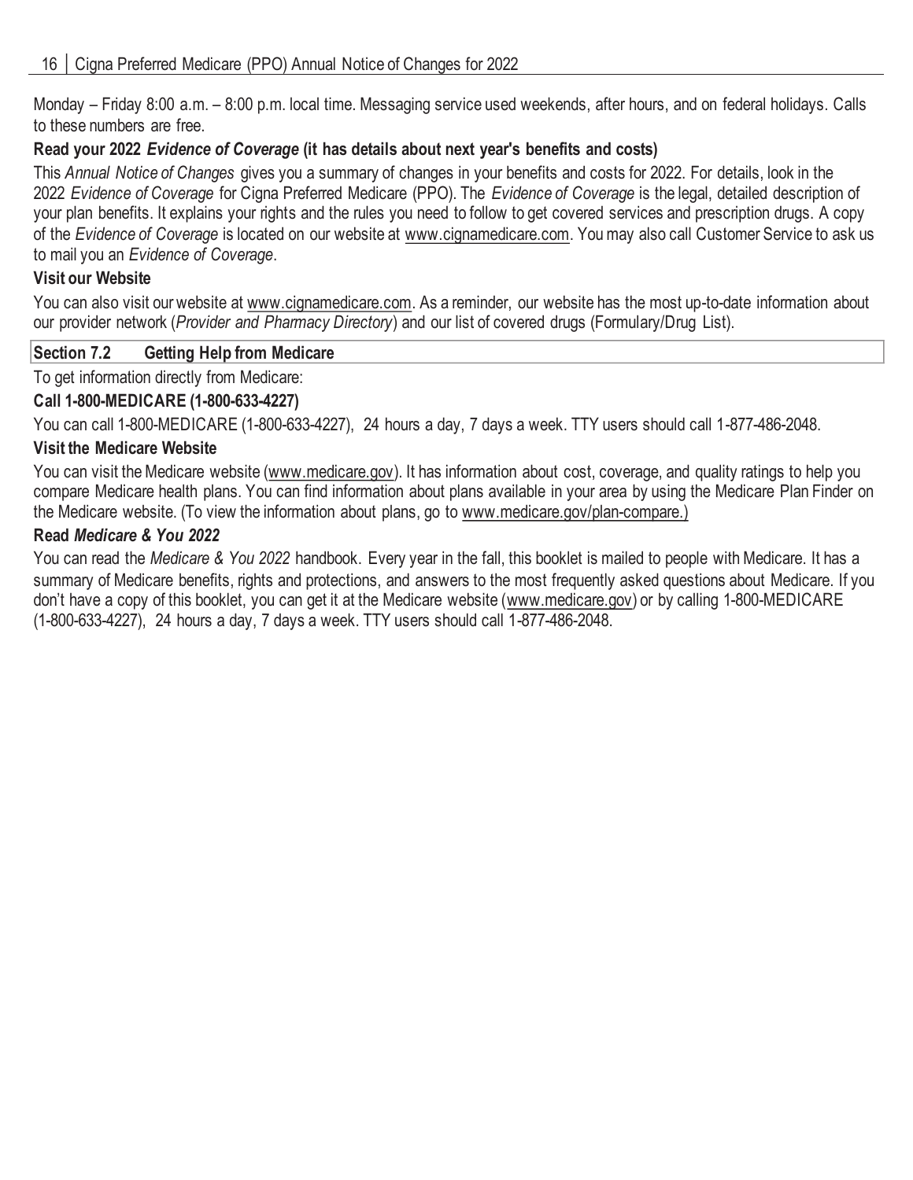Monday – Friday 8:00 a.m. – 8:00 p.m. local time. Messaging service used weekends, after hours, and on federal holidays. Calls to these numbers are free.

**Read your 2022 *Evidence of Coverage* (it has details about next year's benefits and costs)**

This *Annual Notice of Changes* gives you a summary of changes in your benefits and costs for 2022. For details, look in the 2022 *Evidence of Coverage* for Cigna Preferred Medicare (PPO). The *Evidence of Coverage* is the legal, detailed description of your plan benefits. It explains your rights and the rules you need to follow to get covered services and prescription drugs. A copy of the *Evidence of Coverage* is located on our website at www.cignamedicare.com. You may also call Customer Service to ask us to mail you an *Evidence of Coverage*.

**Visit our Website**

You can also visit our website at www.cignamedicare.com. As a reminder, our website has the most up-to-date information about our provider network (*Provider and Pharmacy Directory*) and our list of covered drugs (Formulary/Drug List).

## Section 7.2 Getting Help from Medicare

To get information directly from Medicare:

**Call 1-800-MEDICARE (1-800-633-4227)**

You can call 1-800-MEDICARE (1-800-633-4227), 24 hours a day, 7 days a week. TTY users should call 1-877-486-2048.

**Visit the Medicare Website**

You can visit the Medicare website (www.medicare.gov). It has information about cost, coverage, and quality ratings to help you compare Medicare health plans. You can find information about plans available in your area by using the Medicare Plan Finder on the Medicare website. (To view the information about plans, go to www.medicare.gov/plan-compare.)

**Read *Medicare & You 2022***

You can read the *Medicare & You 2022* handbook. Every year in the fall, this booklet is mailed to people with Medicare. It has a summary of Medicare benefits, rights and protections, and answers to the most frequently asked questions about Medicare. If you don't have a copy of this booklet, you can get it at the Medicare website (www.medicare.gov) or by calling 1-800-MEDICARE (1-800-633-4227), 24 hours a day, 7 days a week. TTY users should call 1-877-486-2048.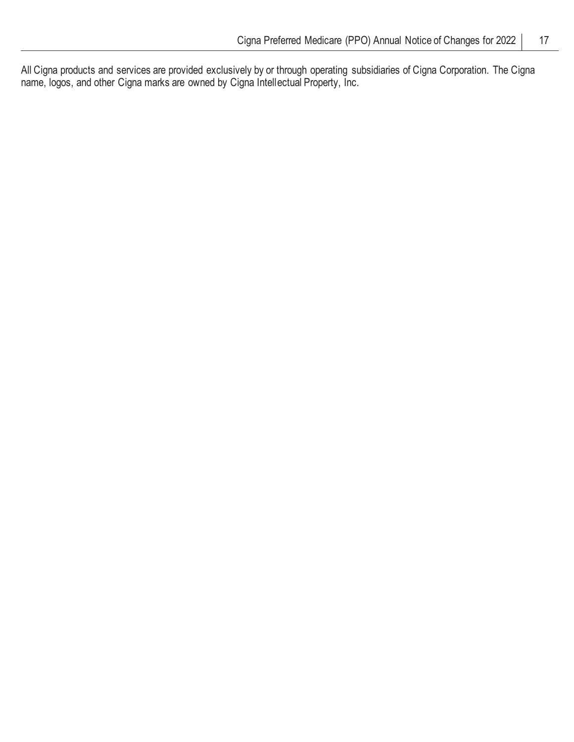All Cigna products and services are provided exclusively by or through operating subsidiaries of Cigna Corporation. The Cigna name, logos, and other Cigna marks are owned by Cigna Intellectual Property, Inc.